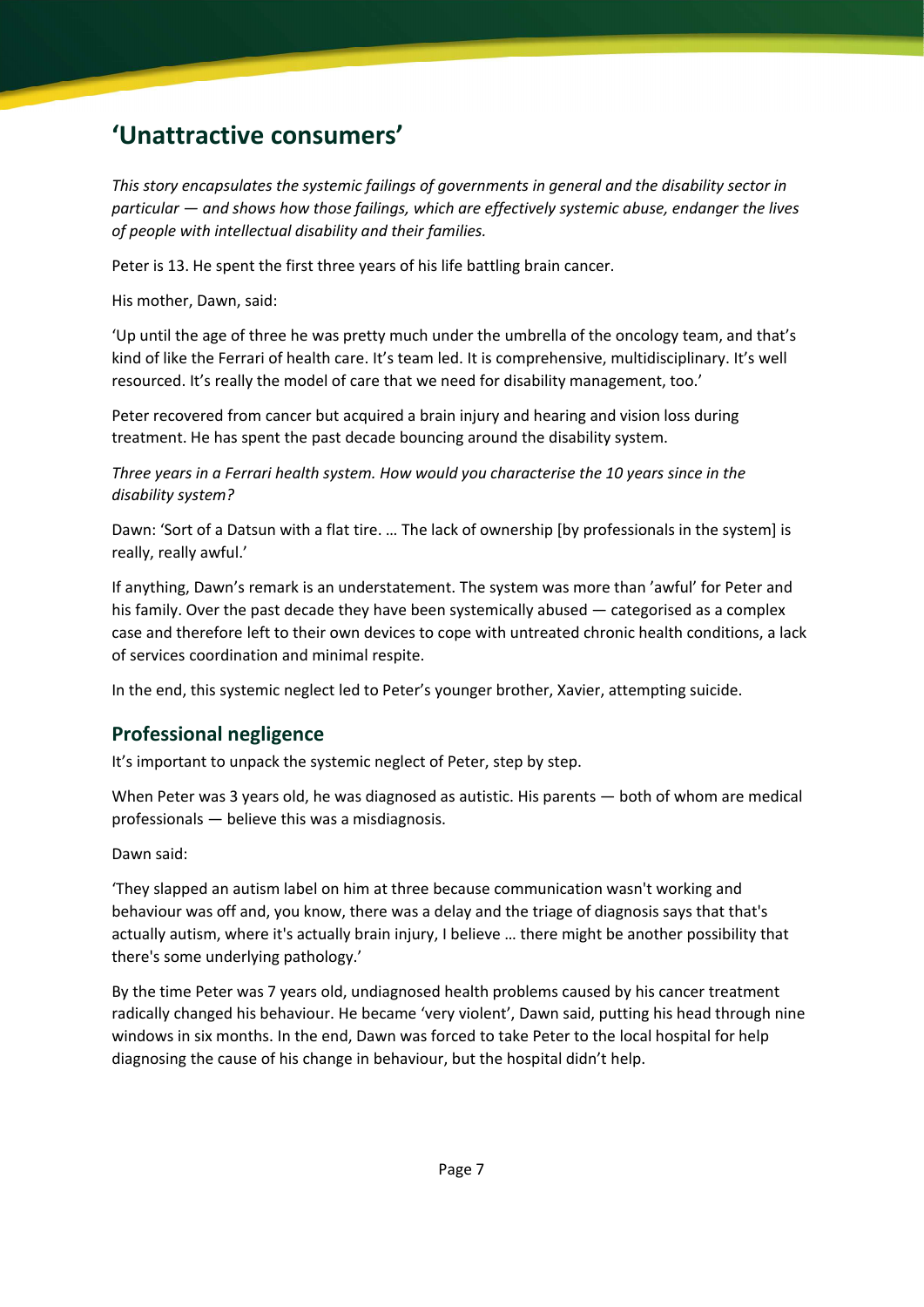# 'Unattractive consumers'

*This story encapsulates the systemic failings of governments in general and the disability sector in particular — and shows how those failings, which are effectively systemic abuse, endanger the lives of people with intellectual disability and their families.*

Peter is 13. He spent the first three years of his life battling brain cancer.

His mother, Dawn, said:

'Up until the age of three he was pretty much under the umbrella of the oncology team, and that's kind of like the Ferrari of health care. It's team led. It is comprehensive, multidisciplinary. It's well resourced. It's really the model of care that we need for disability management, too.'

Peter recovered from cancer but acquired a brain injury and hearing and vision loss during treatment. He has spent the past decade bouncing around the disability system.

*Three years in a Ferrari health system. How would you characterise the 10 years since in the disability system?*

Dawn: 'Sort of a Datsun with a flat tire. … The lack of ownership [by professionals in the system] is really, really awful.'

If anything, Dawn's remark is an understatement. The system was more than 'awful' for Peter and his family. Over the past decade they have been systemically abused — categorised as a complex case and therefore left to their own devices to cope with untreated chronic health conditions, a lack of services coordination and minimal respite.

In the end, this systemic neglect led to Peter's younger brother, Xavier, attempting suicide.

## Professional negligence

It's important to unpack the systemic neglect of Peter, step by step.

When Peter was 3 years old, he was diagnosed as autistic. His parents — both of whom are medical professionals — believe this was a misdiagnosis.

Dawn said:

'They slapped an autism label on him at three because communication wasn't working and behaviour was off and, you know, there was a delay and the triage of diagnosis says that that's actually autism, where it's actually brain injury, I believe … there might be another possibility that there's some underlying pathology.'

By the time Peter was 7 years old, undiagnosed health problems caused by his cancer treatment radically changed his behaviour. He became 'very violent', Dawn said, putting his head through nine windows in six months. In the end, Dawn was forced to take Peter to the local hospital for help diagnosing the cause of his change in behaviour, but the hospital didn't help.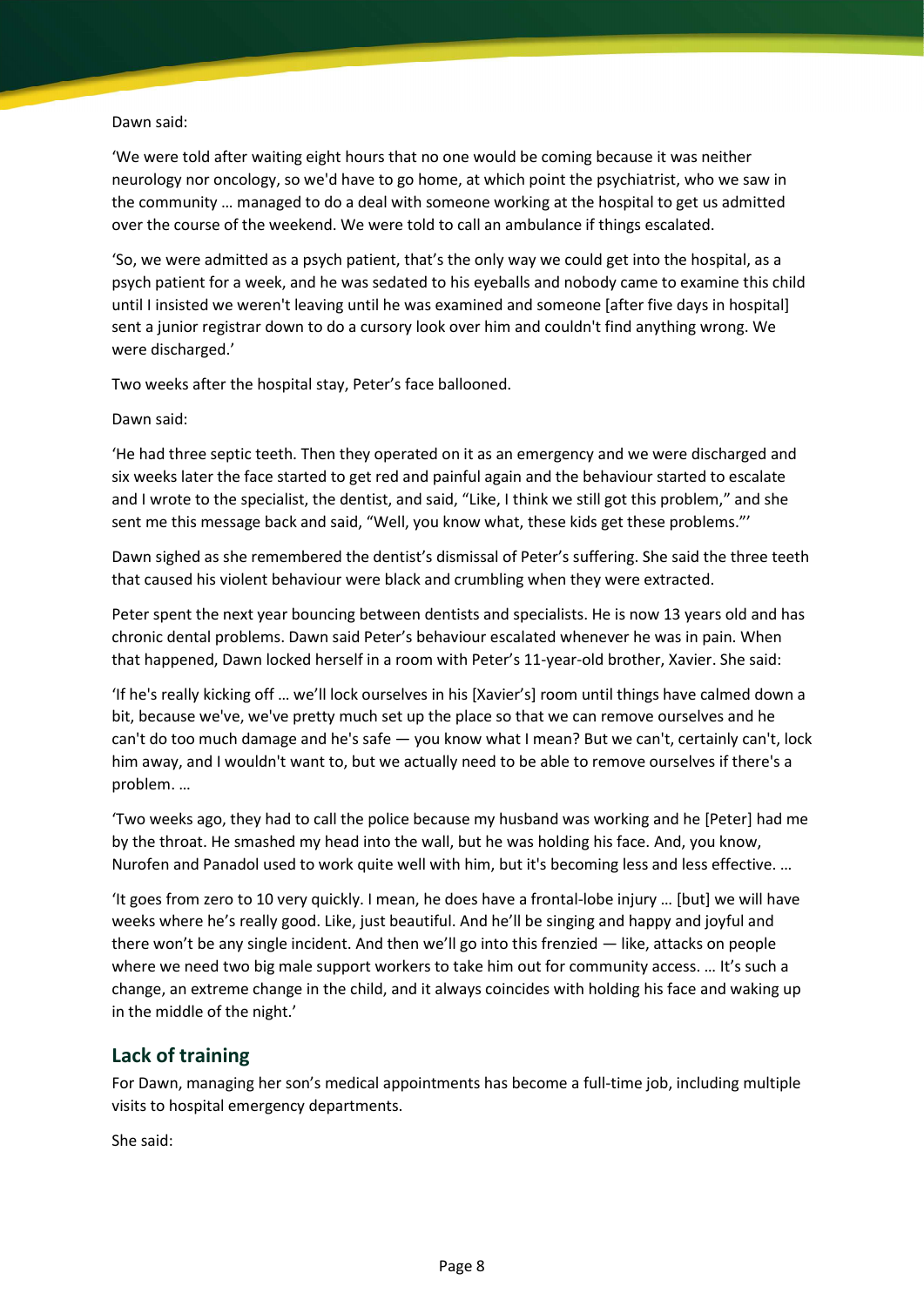Dawn said:

'We were told after waiting eight hours that no one would be coming because it was neither neurology nor oncology, so we'd have to go home, at which point the psychiatrist, who we saw in the community … managed to do a deal with someone working at the hospital to get us admitted over the course of the weekend. We were told to call an ambulance if things escalated.

'So, we were admitted as a psych patient, that's the only way we could get into the hospital, as a psych patient for a week, and he was sedated to his eyeballs and nobody came to examine this child until I insisted we weren't leaving until he was examined and someone [after five days in hospital] sent a junior registrar down to do a cursory look over him and couldn't find anything wrong. We were discharged.'

Two weeks after the hospital stay, Peter's face ballooned.

Dawn said:

'He had three septic teeth. Then they operated on it as an emergency and we were discharged and six weeks later the face started to get red and painful again and the behaviour started to escalate and I wrote to the specialist, the dentist, and said, "Like, I think we still got this problem," and she sent me this message back and said, "Well, you know what, these kids get these problems."'

Dawn sighed as she remembered the dentist's dismissal of Peter's suffering. She said the three teeth that caused his violent behaviour were black and crumbling when they were extracted.

Peter spent the next year bouncing between dentists and specialists. He is now 13 years old and has chronic dental problems. Dawn said Peter's behaviour escalated whenever he was in pain. When that happened, Dawn locked herself in a room with Peter's 11-year-old brother, Xavier. She said:

'If he's really kicking off … we'll lock ourselves in his [Xavier's] room until things have calmed down a bit, because we've, we've pretty much set up the place so that we can remove ourselves and he can't do too much damage and he's safe — you know what I mean? But we can't, certainly can't, lock him away, and I wouldn't want to, but we actually need to be able to remove ourselves if there's a problem. …

'Two weeks ago, they had to call the police because my husband was working and he [Peter] had me by the throat. He smashed my head into the wall, but he was holding his face. And, you know, Nurofen and Panadol used to work quite well with him, but it's becoming less and less effective. …

'It goes from zero to 10 very quickly. I mean, he does have a frontal-lobe injury … [but] we will have weeks where he's really good. Like, just beautiful. And he'll be singing and happy and joyful and there won't be any single incident. And then we'll go into this frenzied — like, attacks on people where we need two big male support workers to take him out for community access. … It's such a change, an extreme change in the child, and it always coincides with holding his face and waking up in the middle of the night.'

## Lack of training

For Dawn, managing her son's medical appointments has become a full-time job, including multiple visits to hospital emergency departments.

She said: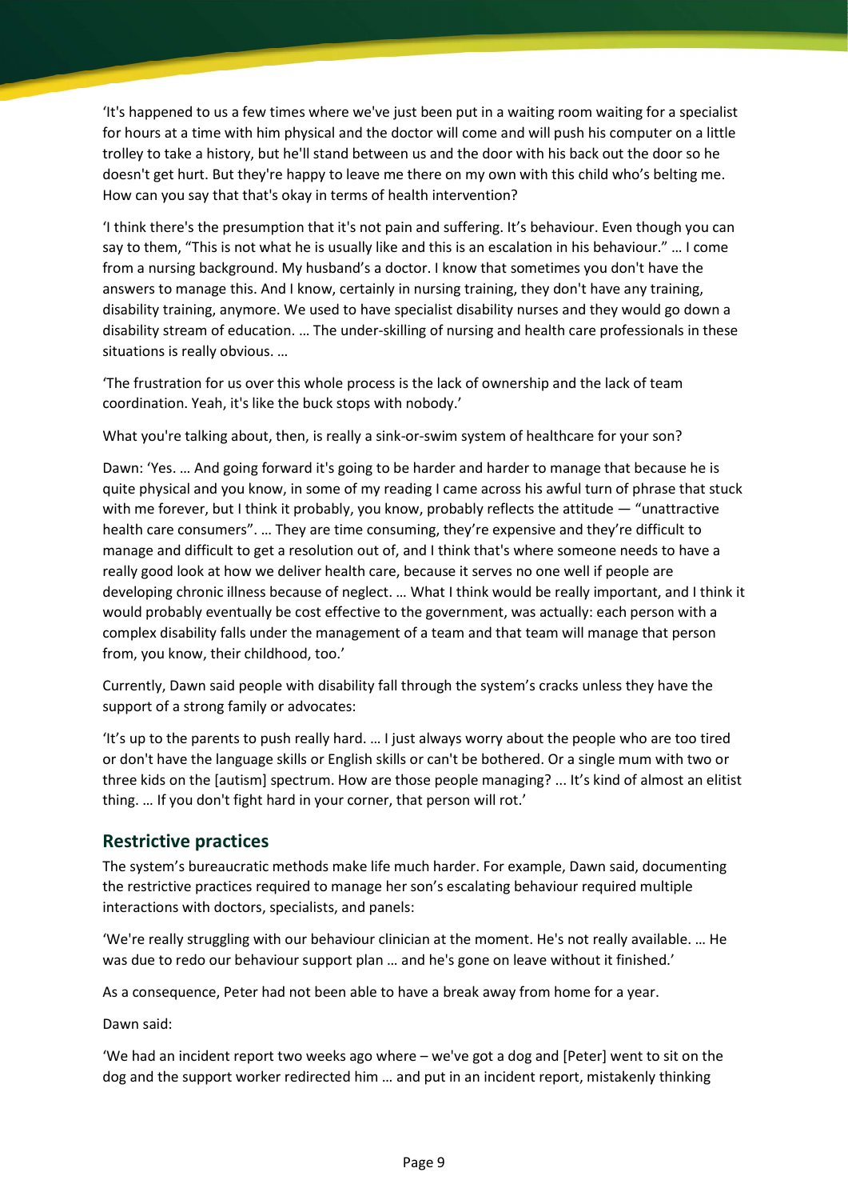'It's happened to us a few times where we've just been put in a waiting room waiting for a specialist for hours at a time with him physical and the doctor will come and will push his computer on a little trolley to take a history, but he'll stand between us and the door with his back out the door so he doesn't get hurt. But they're happy to leave me there on my own with this child who's belting me. How can you say that that's okay in terms of health intervention?

'I think there's the presumption that it's not pain and suffering. It's behaviour. Even though you can say to them, "This is not what he is usually like and this is an escalation in his behaviour." … I come from a nursing background. My husband's a doctor. I know that sometimes you don't have the answers to manage this. And I know, certainly in nursing training, they don't have any training, disability training, anymore. We used to have specialist disability nurses and they would go down a disability stream of education. … The under-skilling of nursing and health care professionals in these situations is really obvious. …

'The frustration for us over this whole process is the lack of ownership and the lack of team coordination. Yeah, it's like the buck stops with nobody.'

What you're talking about, then, is really a sink-or-swim system of healthcare for your son?

Dawn: 'Yes. … And going forward it's going to be harder and harder to manage that because he is quite physical and you know, in some of my reading I came across his awful turn of phrase that stuck with me forever, but I think it probably, you know, probably reflects the attitude — "unattractive health care consumers". … They are time consuming, they're expensive and they're difficult to manage and difficult to get a resolution out of, and I think that's where someone needs to have a really good look at how we deliver health care, because it serves no one well if people are developing chronic illness because of neglect. … What I think would be really important, and I think it would probably eventually be cost effective to the government, was actually: each person with a complex disability falls under the management of a team and that team will manage that person from, you know, their childhood, too.'

Currently, Dawn said people with disability fall through the system's cracks unless they have the support of a strong family or advocates:

'It's up to the parents to push really hard. … I just always worry about the people who are too tired or don't have the language skills or English skills or can't be bothered. Or a single mum with two or three kids on the [autism] spectrum. How are those people managing? ... It's kind of almost an elitist thing. … If you don't fight hard in your corner, that person will rot.'

## Restrictive practices

The system's bureaucratic methods make life much harder. For example, Dawn said, documenting the restrictive practices required to manage her son's escalating behaviour required multiple interactions with doctors, specialists, and panels:

'We're really struggling with our behaviour clinician at the moment. He's not really available. … He was due to redo our behaviour support plan … and he's gone on leave without it finished.'

As a consequence, Peter had not been able to have a break away from home for a year.

Dawn said:

'We had an incident report two weeks ago where – we've got a dog and [Peter] went to sit on the dog and the support worker redirected him … and put in an incident report, mistakenly thinking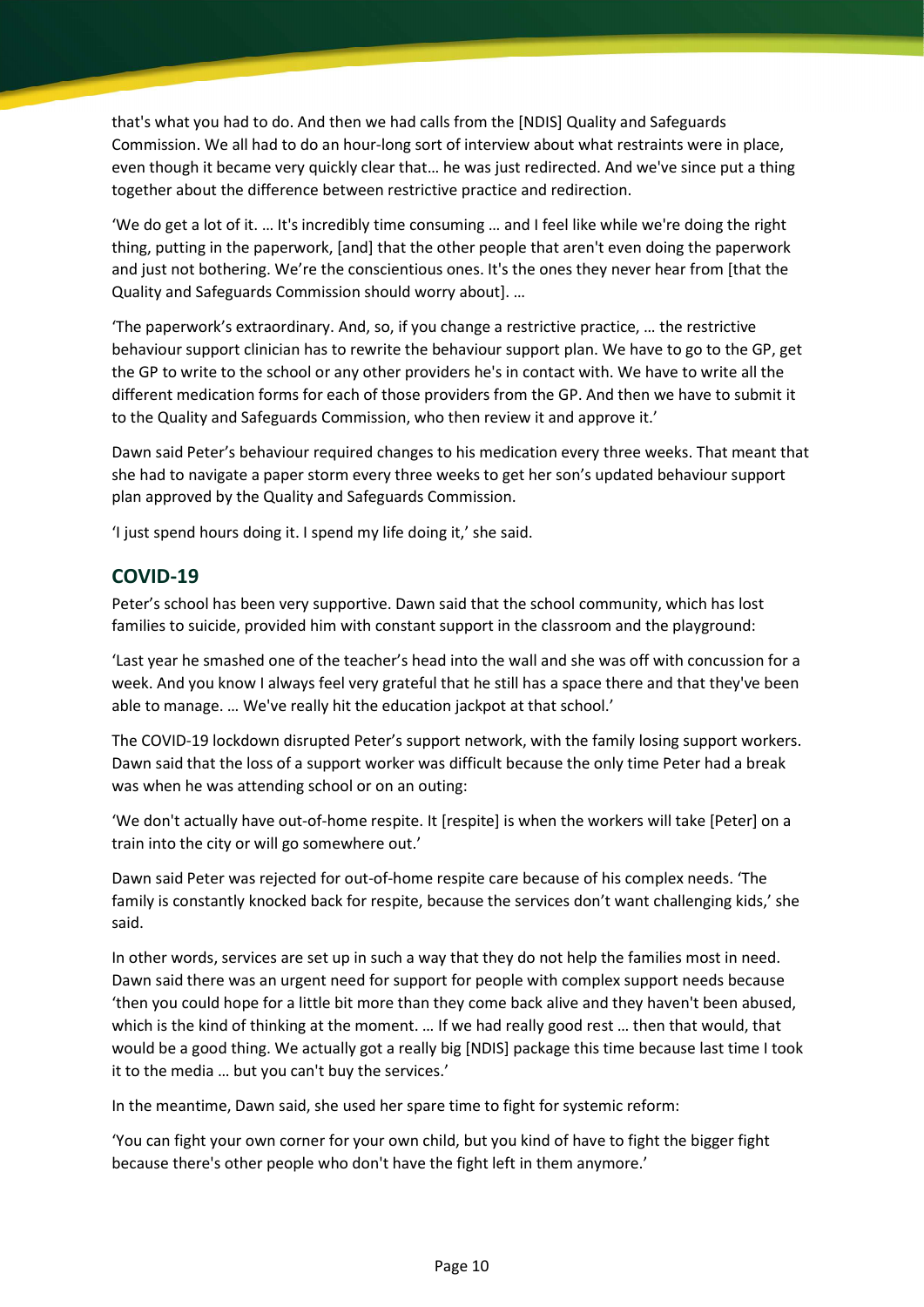that's what you had to do. And then we had calls from the [NDIS] Quality and Safeguards Commission. We all had to do an hour-long sort of interview about what restraints were in place, even though it became very quickly clear that… he was just redirected. And we've since put a thing together about the difference between restrictive practice and redirection.

'We do get a lot of it. … It's incredibly time consuming … and I feel like while we're doing the right thing, putting in the paperwork, [and] that the other people that aren't even doing the paperwork and just not bothering. We're the conscientious ones. It's the ones they never hear from [that the Quality and Safeguards Commission should worry about]. …

'The paperwork's extraordinary. And, so, if you change a restrictive practice, … the restrictive behaviour support clinician has to rewrite the behaviour support plan. We have to go to the GP, get the GP to write to the school or any other providers he's in contact with. We have to write all the different medication forms for each of those providers from the GP. And then we have to submit it to the Quality and Safeguards Commission, who then review it and approve it.'

Dawn said Peter's behaviour required changes to his medication every three weeks. That meant that she had to navigate a paper storm every three weeks to get her son's updated behaviour support plan approved by the Quality and Safeguards Commission.

'I just spend hours doing it. I spend my life doing it,' she said.

## COVID-19

Peter's school has been very supportive. Dawn said that the school community, which has lost families to suicide, provided him with constant support in the classroom and the playground:

'Last year he smashed one of the teacher's head into the wall and she was off with concussion for a week. And you know I always feel very grateful that he still has a space there and that they've been able to manage. … We've really hit the education jackpot at that school.'

The COVID-19 lockdown disrupted Peter's support network, with the family losing support workers. Dawn said that the loss of a support worker was difficult because the only time Peter had a break was when he was attending school or on an outing:

'We don't actually have out-of-home respite. It [respite] is when the workers will take [Peter] on a train into the city or will go somewhere out.'

Dawn said Peter was rejected for out-of-home respite care because of his complex needs. 'The family is constantly knocked back for respite, because the services don't want challenging kids,' she said.

In other words, services are set up in such a way that they do not help the families most in need. Dawn said there was an urgent need for support for people with complex support needs because 'then you could hope for a little bit more than they come back alive and they haven't been abused, which is the kind of thinking at the moment. … If we had really good rest … then that would, that would be a good thing. We actually got a really big [NDIS] package this time because last time I took it to the media … but you can't buy the services.'

In the meantime, Dawn said, she used her spare time to fight for systemic reform:

'You can fight your own corner for your own child, but you kind of have to fight the bigger fight because there's other people who don't have the fight left in them anymore.'